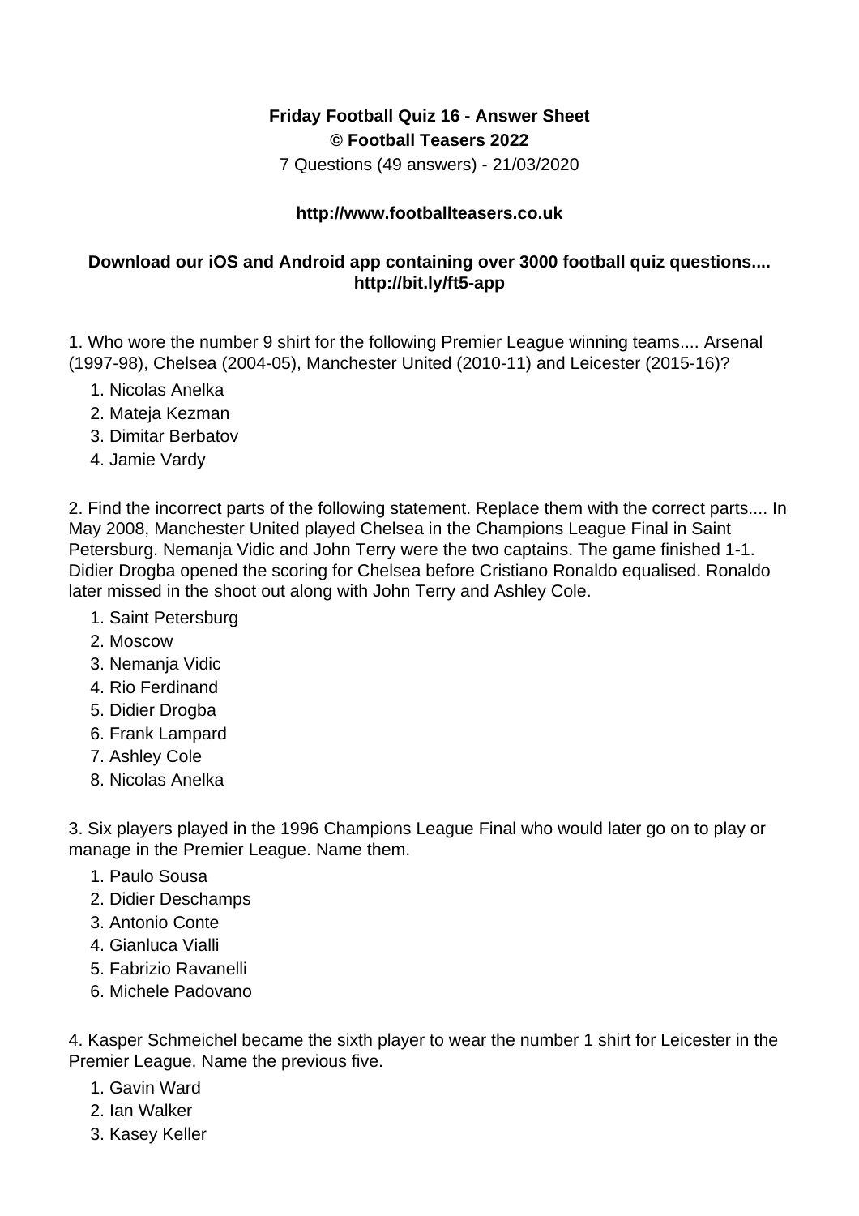**Friday Football Quiz 16 - Answer Sheet**
**© Football Teasers 2022**
7 Questions (49 answers) - 21/03/2020

**http://www.footballteasers.co.uk**

**Download our iOS and Android app containing over 3000 football quiz questions.... http://bit.ly/ft5-app**

1. Who wore the number 9 shirt for the following Premier League winning teams.... Arsenal (1997-98), Chelsea (2004-05), Manchester United (2010-11) and Leicester (2015-16)?

   1. Nicolas Anelka
   2. Mateja Kezman
   3. Dimitar Berbatov
   4. Jamie Vardy

2. Find the incorrect parts of the following statement. Replace them with the correct parts.... In May 2008, Manchester United played Chelsea in the Champions League Final in Saint Petersburg. Nemanja Vidic and John Terry were the two captains. The game finished 1-1. Didier Drogba opened the scoring for Chelsea before Cristiano Ronaldo equalised. Ronaldo later missed in the shoot out along with John Terry and Ashley Cole.

   1. Saint Petersburg
   2. Moscow
   3. Nemanja Vidic
   4. Rio Ferdinand
   5. Didier Drogba
   6. Frank Lampard
   7. Ashley Cole
   8. Nicolas Anelka

3. Six players played in the 1996 Champions League Final who would later go on to play or manage in the Premier League. Name them.

   1. Paulo Sousa
   2. Didier Deschamps
   3. Antonio Conte
   4. Gianluca Vialli
   5. Fabrizio Ravanelli
   6. Michele Padovano

4. Kasper Schmeichel became the sixth player to wear the number 1 shirt for Leicester in the Premier League. Name the previous five.

   1. Gavin Ward
   2. Ian Walker
   3. Kasey Keller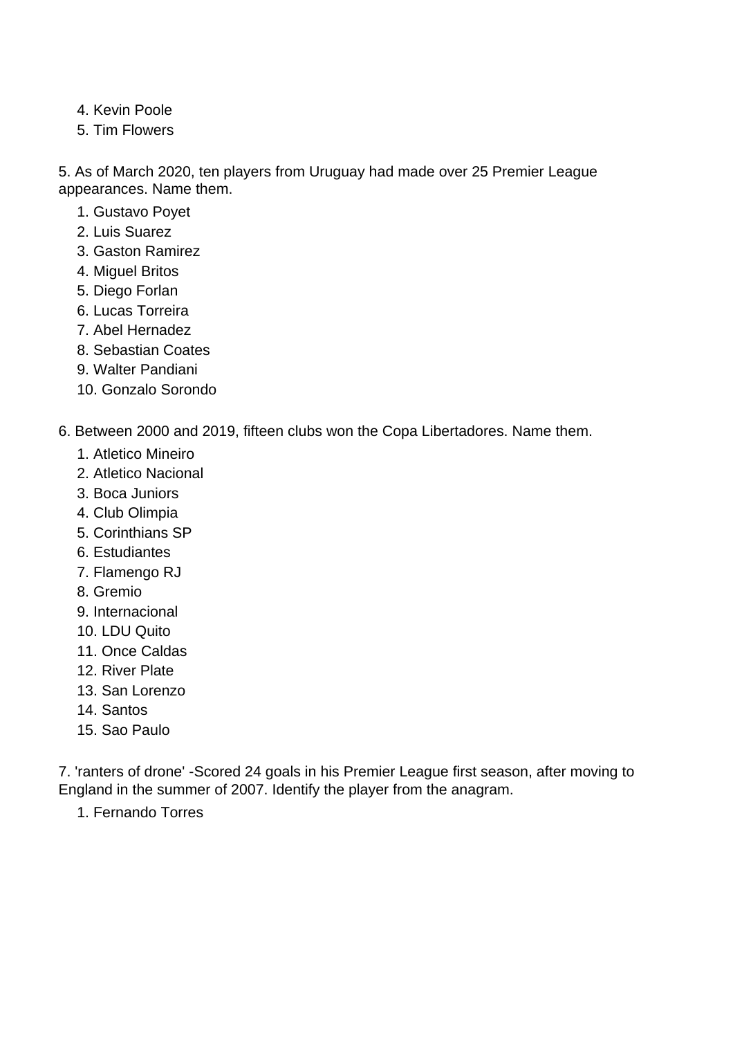4. Kevin Poole
5. Tim Flowers

5. As of March 2020, ten players from Uruguay had made over 25 Premier League appearances. Name them.

1. Gustavo Poyet
2. Luis Suarez
3. Gaston Ramirez
4. Miguel Britos
5. Diego Forlan
6. Lucas Torreira
7. Abel Hernadez
8. Sebastian Coates
9. Walter Pandiani
10. Gonzalo Sorondo

6. Between 2000 and 2019, fifteen clubs won the Copa Libertadores. Name them.

1. Atletico Mineiro
2. Atletico Nacional
3. Boca Juniors
4. Club Olimpia
5. Corinthians SP
6. Estudiantes
7. Flamengo RJ
8. Gremio
9. Internacional
10. LDU Quito
11. Once Caldas
12. River Plate
13. San Lorenzo
14. Santos
15. Sao Paulo

7. 'ranters of drone' -Scored 24 goals in his Premier League first season, after moving to England in the summer of 2007. Identify the player from the anagram.

1. Fernando Torres